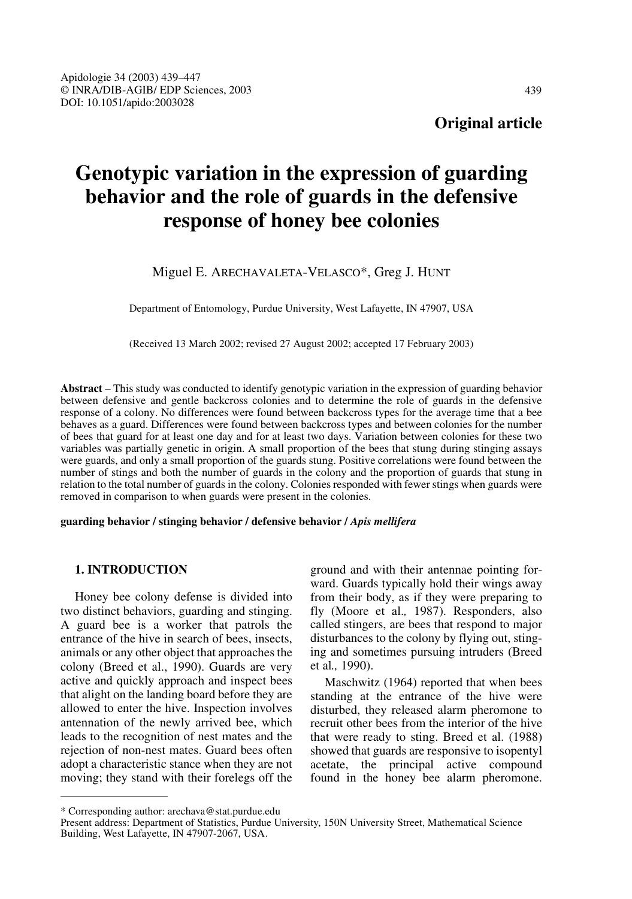**Original article**

# Genotypic variation in the expression of guarding behavior and the role of guards in the defensive response of honey bee colonies

Miguel E. ARECHAVALETA-VELASCO*, Greg J. HUNT

Department of Entomology, Purdue University, West Lafayette, IN 47907, USA

(Received 13 March 2002; revised 27 August 2002; accepted 17 February 2003)

**Abstract** – This study was conducted to identify genotypic variation in the expression of guarding behavior between defensive and gentle backcross colonies and to determine the role of guards in the defensive response of a colony. No differences were found between backcross types for the average time that a bee behaves as a guard. Differences were found between backcross types and between colonies for the number of bees that guard for at least one day and for at least two days. Variation between colonies for these two variables was partially genetic in origin. A small proportion of the bees that stung during stinging assays were guards, and only a small proportion of the guards stung. Positive correlations were found between the number of stings and both the number of guards in the colony and the proportion of guards that stung in relation to the total number of guards in the colony. Colonies responded with fewer stings when guards were removed in comparison to when guards were present in the colonies.

**guarding behavior / stinging behavior / defensive behavior /** ***Apis mellifera***

## 1. INTRODUCTION

Honey bee colony defense is divided into two distinct behaviors, guarding and stinging. A guard bee is a worker that patrols the entrance of the hive in search of bees, insects, animals or any other object that approaches the colony (Breed et al., 1990). Guards are very active and quickly approach and inspect bees that alight on the landing board before they are allowed to enter the hive. Inspection involves antennation of the newly arrived bee, which leads to the recognition of nest mates and the rejection of non-nest mates. Guard bees often adopt a characteristic stance when they are not moving; they stand with their forelegs off the ground and with their antennae pointing forward. Guards typically hold their wings away from their body, as if they were preparing to fly (Moore et al*.,* 1987). Responders, also called stingers, are bees that respond to major disturbances to the colony by flying out, stinging and sometimes pursuing intruders (Breed et al*.,* 1990).

Maschwitz (1964) reported that when bees standing at the entrance of the hive were disturbed, they released alarm pheromone to recruit other bees from the interior of the hive that were ready to sting. Breed et al. (1988) showed that guards are responsive to isopentyl acetate, the principal active compound found in the honey bee alarm pheromone.

---

* Corresponding author: arechava@stat.purdue.edu

Present address: Department of Statistics, Purdue University, 150N University Street, Mathematical Science Building, West Lafayette, IN 47907-2067, USA.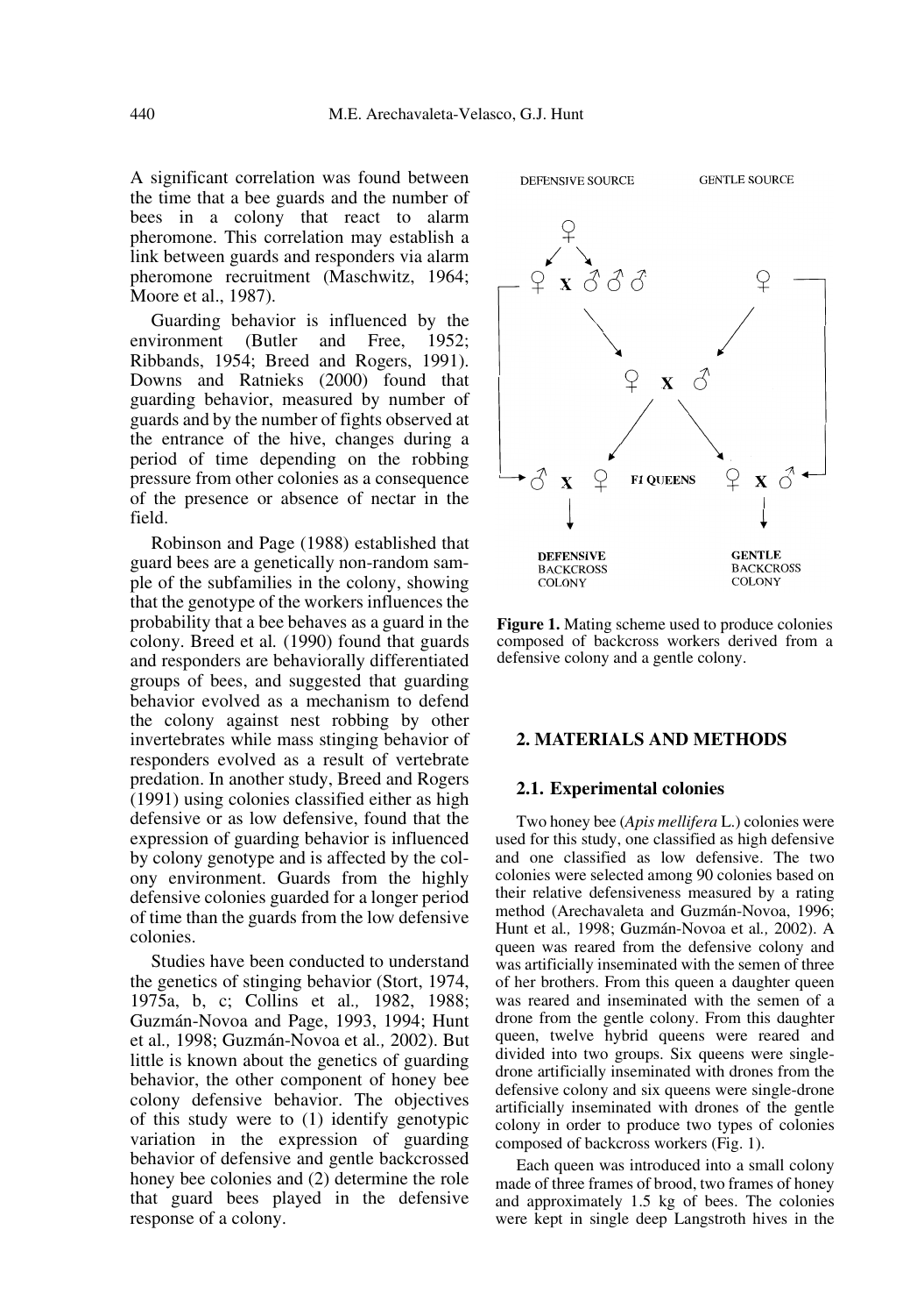A significant correlation was found between the time that a bee guards and the number of bees in a colony that react to alarm pheromone. This correlation may establish a link between guards and responders via alarm pheromone recruitment (Maschwitz, 1964; Moore et al., 1987).

Guarding behavior is influenced by the environment (Butler and Free, 1952; Ribbands, 1954; Breed and Rogers, 1991). Downs and Ratnieks (2000) found that guarding behavior, measured by number of guards and by the number of fights observed at the entrance of the hive, changes during a period of time depending on the robbing pressure from other colonies as a consequence of the presence or absence of nectar in the field.

Robinson and Page (1988) established that guard bees are a genetically non-random sample of the subfamilies in the colony, showing that the genotype of the workers influences the probability that a bee behaves as a guard in the colony. Breed et al. (1990) found that guards and responders are behaviorally differentiated groups of bees, and suggested that guarding behavior evolved as a mechanism to defend the colony against nest robbing by other invertebrates while mass stinging behavior of responders evolved as a result of vertebrate predation. In another study, Breed and Rogers (1991) using colonies classified either as high defensive or as low defensive, found that the expression of guarding behavior is influenced by colony genotype and is affected by the colony environment. Guards from the highly defensive colonies guarded for a longer period of time than the guards from the low defensive colonies.

Studies have been conducted to understand the genetics of stinging behavior (Stort, 1974, 1975a, b, c; Collins et al., 1982, 1988; Guzmán-Novoa and Page, 1993, 1994; Hunt et al., 1998; Guzmán-Novoa et al., 2002). But little is known about the genetics of guarding behavior, the other component of honey bee colony defensive behavior. The objectives of this study were to (1) identify genotypic variation in the expression of guarding behavior of defensive and gentle backcrossed honey bee colonies and (2) determine the role that guard bees played in the defensive response of a colony.

**Figure 1.** Mating scheme used to produce colonies composed of backcross workers derived from a defensive colony and a gentle colony.

## 2. MATERIALS AND METHODS

### 2.1. Experimental colonies

Two honey bee (*Apis mellifera* L.) colonies were used for this study, one classified as high defensive and one classified as low defensive. The two colonies were selected among 90 colonies based on their relative defensiveness measured by a rating method (Arechavaleta and Guzmán-Novoa, 1996; Hunt et al., 1998; Guzmán-Novoa et al., 2002). A queen was reared from the defensive colony and was artificially inseminated with the semen of three of her brothers. From this queen a daughter queen was reared and inseminated with the semen of a drone from the gentle colony. From this daughter queen, twelve hybrid queens were reared and divided into two groups. Six queens were single-drone artificially inseminated with drones from the defensive colony and six queens were single-drone artificially inseminated with drones of the gentle colony in order to produce two types of colonies composed of backcross workers (Fig. 1).

Each queen was introduced into a small colony made of three frames of brood, two frames of honey and approximately 1.5 kg of bees. The colonies were kept in single deep Langstroth hives in the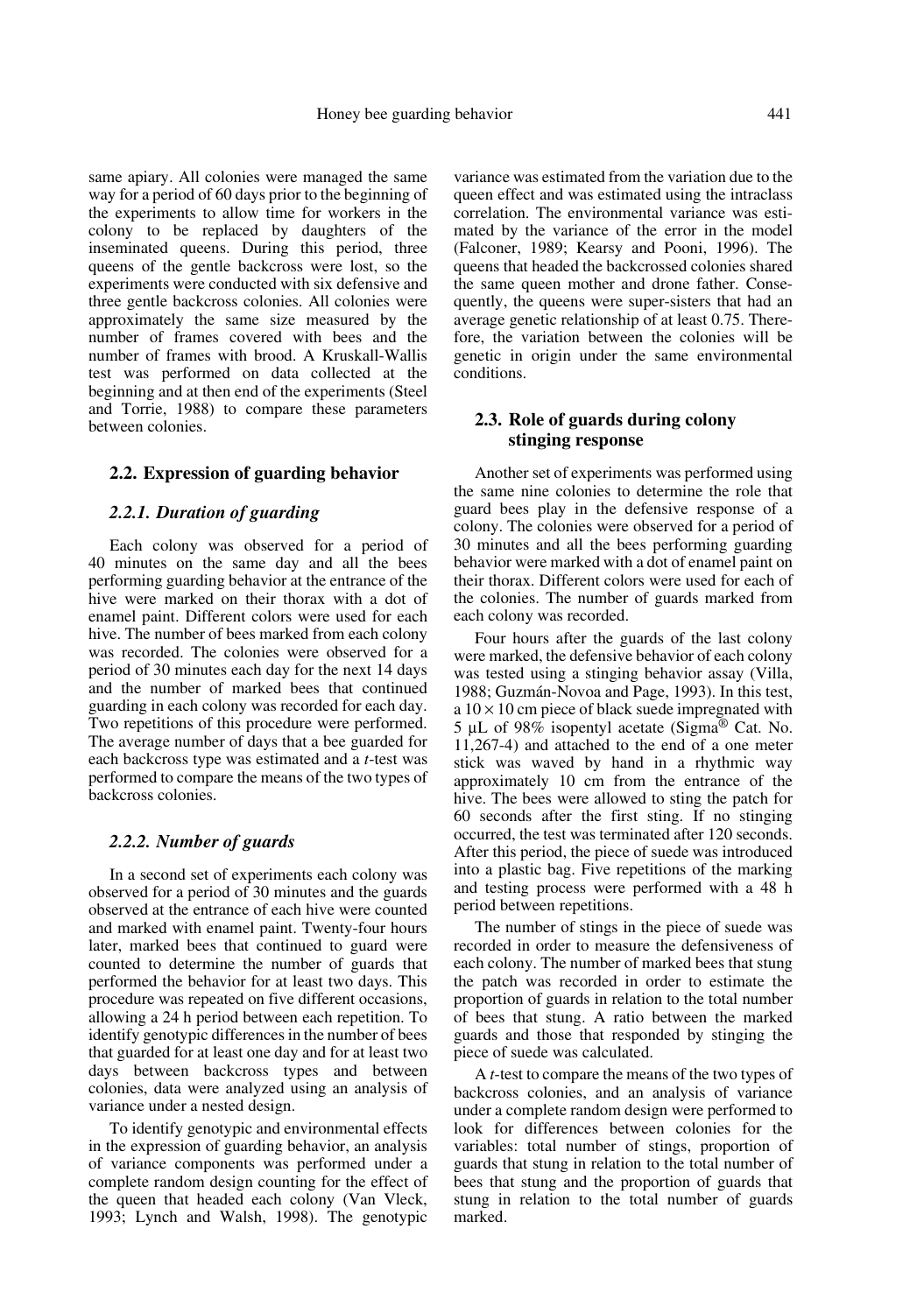same apiary. All colonies were managed the same way for a period of 60 days prior to the beginning of the experiments to allow time for workers in the colony to be replaced by daughters of the inseminated queens. During this period, three queens of the gentle backcross were lost, so the experiments were conducted with six defensive and three gentle backcross colonies. All colonies were approximately the same size measured by the number of frames covered with bees and the number of frames with brood. A Kruskall-Wallis test was performed on data collected at the beginning and at then end of the experiments (Steel and Torrie, 1988) to compare these parameters between colonies.

## 2.2. Expression of guarding behavior

### 2.2.1. Duration of guarding

Each colony was observed for a period of 40 minutes on the same day and all the bees performing guarding behavior at the entrance of the hive were marked on their thorax with a dot of enamel paint. Different colors were used for each hive. The number of bees marked from each colony was recorded. The colonies were observed for a period of 30 minutes each day for the next 14 days and the number of marked bees that continued guarding in each colony was recorded for each day. Two repetitions of this procedure were performed. The average number of days that a bee guarded for each backcross type was estimated and a *t*-test was performed to compare the means of the two types of backcross colonies.

### 2.2.2. Number of guards

In a second set of experiments each colony was observed for a period of 30 minutes and the guards observed at the entrance of each hive were counted and marked with enamel paint. Twenty-four hours later, marked bees that continued to guard were counted to determine the number of guards that performed the behavior for at least two days. This procedure was repeated on five different occasions, allowing a 24 h period between each repetition. To identify genotypic differences in the number of bees that guarded for at least one day and for at least two days between backcross types and between colonies, data were analyzed using an analysis of variance under a nested design.

To identify genotypic and environmental effects in the expression of guarding behavior, an analysis of variance components was performed under a complete random design counting for the effect of the queen that headed each colony (Van Vleck, 1993; Lynch and Walsh, 1998). The genotypic variance was estimated from the variation due to the queen effect and was estimated using the intraclass correlation. The environmental variance was estimated by the variance of the error in the model (Falconer, 1989; Kearsy and Pooni, 1996). The queens that headed the backcrossed colonies shared the same queen mother and drone father. Consequently, the queens were super-sisters that had an average genetic relationship of at least 0.75. Therefore, the variation between the colonies will be genetic in origin under the same environmental conditions.

## 2.3. Role of guards during colony stinging response

Another set of experiments was performed using the same nine colonies to determine the role that guard bees play in the defensive response of a colony. The colonies were observed for a period of 30 minutes and all the bees performing guarding behavior were marked with a dot of enamel paint on their thorax. Different colors were used for each of the colonies. The number of guards marked from each colony was recorded.

Four hours after the guards of the last colony were marked, the defensive behavior of each colony was tested using a stinging behavior assay (Villa, 1988; Guzmán-Novoa and Page, 1993). In this test, a $10 \times 10$ cm piece of black suede impregnated with 5 µL of 98% isopentyl acetate (Sigma® Cat. No. 11,267-4) and attached to the end of a one meter stick was waved by hand in a rhythmic way approximately 10 cm from the entrance of the hive. The bees were allowed to sting the patch for 60 seconds after the first sting. If no stinging occurred, the test was terminated after 120 seconds. After this period, the piece of suede was introduced into a plastic bag. Five repetitions of the marking and testing process were performed with a 48 h period between repetitions.

The number of stings in the piece of suede was recorded in order to measure the defensiveness of each colony. The number of marked bees that stung the patch was recorded in order to estimate the proportion of guards in relation to the total number of bees that stung. A ratio between the marked guards and those that responded by stinging the piece of suede was calculated.

A *t*-test to compare the means of the two types of backcross colonies, and an analysis of variance under a complete random design were performed to look for differences between colonies for the variables: total number of stings, proportion of guards that stung in relation to the total number of bees that stung and the proportion of guards that stung in relation to the total number of guards marked.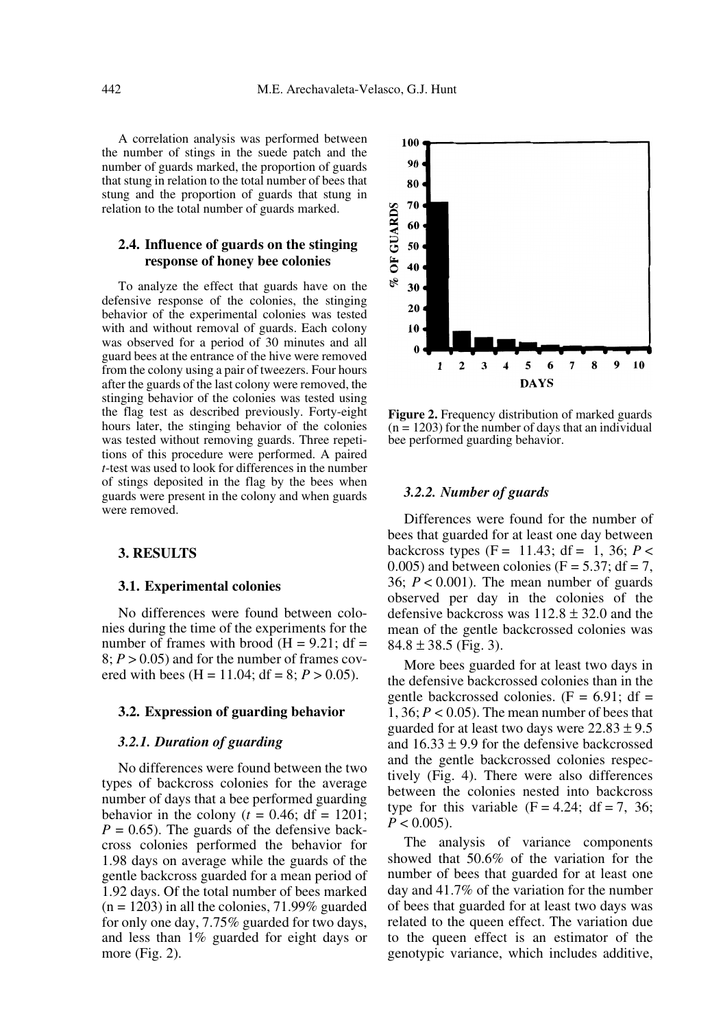A correlation analysis was performed between the number of stings in the suede patch and the number of guards marked, the proportion of guards that stung in relation to the total number of bees that stung and the proportion of guards that stung in relation to the total number of guards marked.

### 2.4. Influence of guards on the stinging response of honey bee colonies

To analyze the effect that guards have on the defensive response of the colonies, the stinging behavior of the experimental colonies was tested with and without removal of guards. Each colony was observed for a period of 30 minutes and all guard bees at the entrance of the hive were removed from the colony using a pair of tweezers. Four hours after the guards of the last colony were removed, the stinging behavior of the colonies was tested using the flag test as described previously. Forty-eight hours later, the stinging behavior of the colonies was tested without removing guards. Three repetitions of this procedure were performed. A paired *t*-test was used to look for differences in the number of stings deposited in the flag by the bees when guards were present in the colony and when guards were removed.

## 3. RESULTS

### 3.1. Experimental colonies

No differences were found between colonies during the time of the experiments for the number of frames with brood ($H = 9.21$; $df = 8$; $P > 0.05$) and for the number of frames covered with bees ($H = 11.04$; $df = 8$; $P > 0.05$).

### 3.2. Expression of guarding behavior

#### 3.2.1. Duration of guarding

No differences were found between the two types of backcross colonies for the average number of days that a bee performed guarding behavior in the colony ($t = 0.46$; $df = 1201$; $P = 0.65$). The guards of the defensive backcross colonies performed the behavior for 1.98 days on average while the guards of the gentle backcross guarded for a mean period of 1.92 days. Of the total number of bees marked ($n = 1203$) in all the colonies, 71.99% guarded for only one day, 7.75% guarded for two days, and less than 1% guarded for eight days or more (Fig. 2).

**Figure 2.** Frequency distribution of marked guards ($n = 1203$) for the number of days that an individual bee performed guarding behavior.

#### 3.2.2. Number of guards

Differences were found for the number of bees that guarded for at least one day between backcross types ($F = 11.43$; $df = 1, 36$; $P < 0.005$) and between colonies ($F = 5.37$; $df = 7, 36$; $P < 0.001$). The mean number of guards observed per day in the colonies of the defensive backcross was $112.8 \pm 32.0$ and the mean of the gentle backcrossed colonies was $84.8 \pm 38.5$ (Fig. 3).

More bees guarded for at least two days in the defensive backcrossed colonies than in the gentle backcrossed colonies. ($F = 6.91$; $df = 1, 36$; $P < 0.05$). The mean number of bees that guarded for at least two days were $22.83 \pm 9.5$ and $16.33 \pm 9.9$ for the defensive backcrossed and the gentle backcrossed colonies respectively (Fig. 4). There were also differences between the colonies nested into backcross type for this variable ($F = 4.24$; $df = 7, 36$; $P < 0.005$).

The analysis of variance components showed that 50.6% of the variation for the number of bees that guarded for at least one day and 41.7% of the variation for the number of bees that guarded for at least two days was related to the queen effect. The variation due to the queen effect is an estimator of the genotypic variance, which includes additive,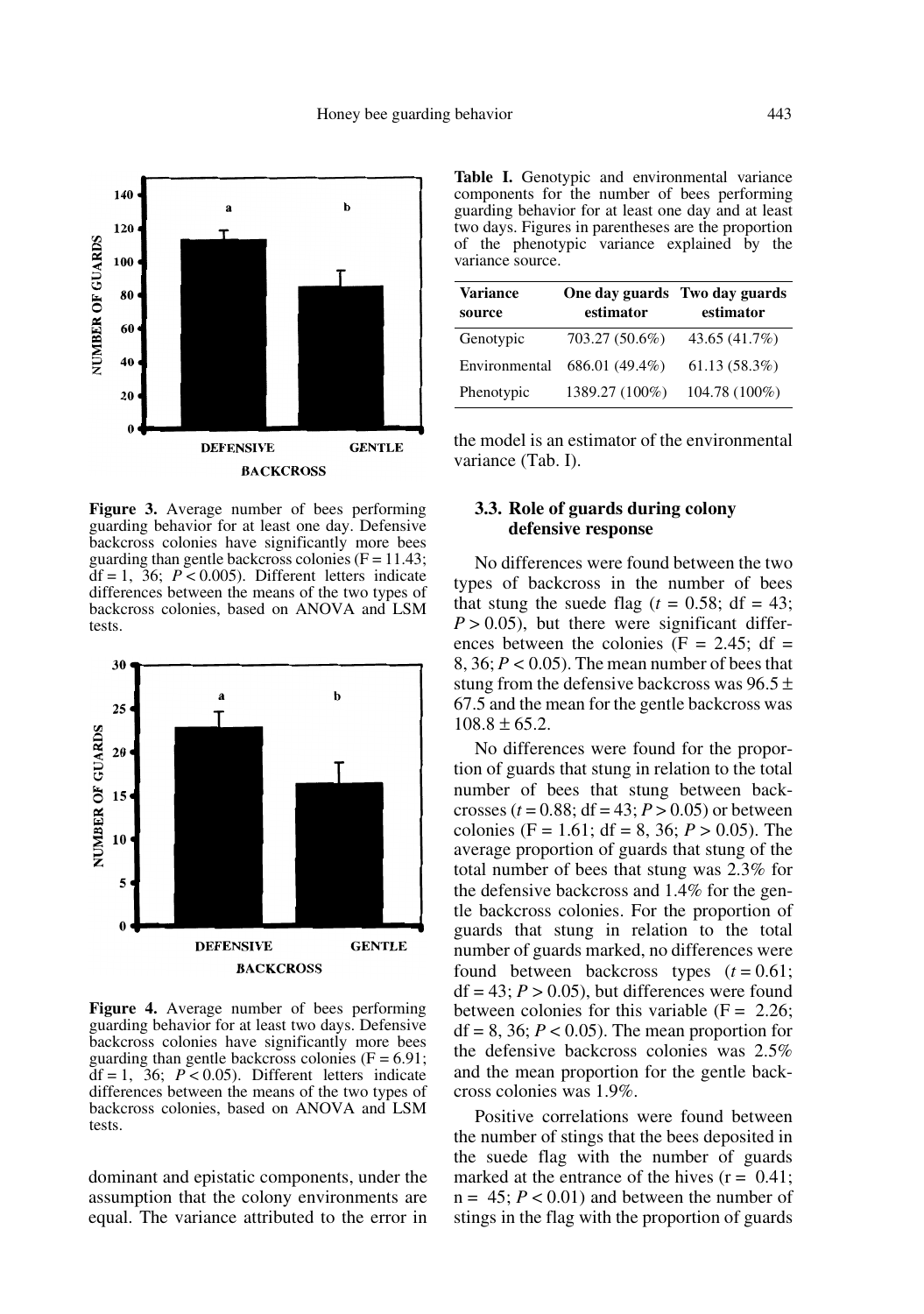Figure 3. Average number of bees performing guarding behavior for at least one day. Defensive backcross colonies have significantly more bees guarding than gentle backcross colonies ($F = 11.43$; $df = 1, 36$; $P < 0.005$). Different letters indicate differences between the means of the two types of backcross colonies, based on ANOVA and LSM tests.

Figure 4. Average number of bees performing guarding behavior for at least two days. Defensive backcross colonies have significantly more bees guarding than gentle backcross colonies ($F = 6.91$; $df = 1, 36$; $P < 0.05$). Different letters indicate differences between the means of the two types of backcross colonies, based on ANOVA and LSM tests.

dominant and epistatic components, under the assumption that the colony environments are equal. The variance attributed to the error in the model is an estimator of the environmental variance (Tab. I).

**Table I.** Genotypic and environmental variance components for the number of bees performing guarding behavior for at least one day and at least two days. Figures in parentheses are the proportion of the phenotypic variance explained by the variance source.

| Variance source | One day guards estimator | Two day guards estimator |
|---|---|---|
| Genotypic | 703.27 (50.6%) | 43.65 (41.7%) |
| Environmental | 686.01 (49.4%) | 61.13 (58.3%) |
| Phenotypic | 1389.27 (100%) | 104.78 (100%) |

### 3.3. Role of guards during colony defensive response

No differences were found between the two types of backcross in the number of bees that stung the suede flag ($t = 0.58$; $df = 43$; $P > 0.05$), but there were significant differences between the colonies ($F = 2.45$; $df = 8, 36$; $P < 0.05$). The mean number of bees that stung from the defensive backcross was $96.5 \pm 67.5$ and the mean for the gentle backcross was $108.8 \pm 65.2$.

No differences were found for the proportion of guards that stung in relation to the total number of bees that stung between backcrosses ($t = 0.88$; $df = 43$; $P > 0.05$) or between colonies ($F = 1.61$; $df = 8, 36$; $P > 0.05$). The average proportion of guards that stung of the total number of bees that stung was 2.3% for the defensive backcross and 1.4% for the gentle backcross colonies. For the proportion of guards that stung in relation to the total number of guards marked, no differences were found between backcross types ($t = 0.61$; $df = 43$; $P > 0.05$), but differences were found between colonies for this variable ($F = 2.26$; $df = 8, 36$; $P < 0.05$). The mean proportion for the defensive backcross colonies was 2.5% and the mean proportion for the gentle backcross colonies was 1.9%.

Positive correlations were found between the number of stings that the bees deposited in the suede flag with the number of guards marked at the entrance of the hives ($r = 0.41$; $n = 45$; $P < 0.01$) and between the number of stings in the flag with the proportion of guards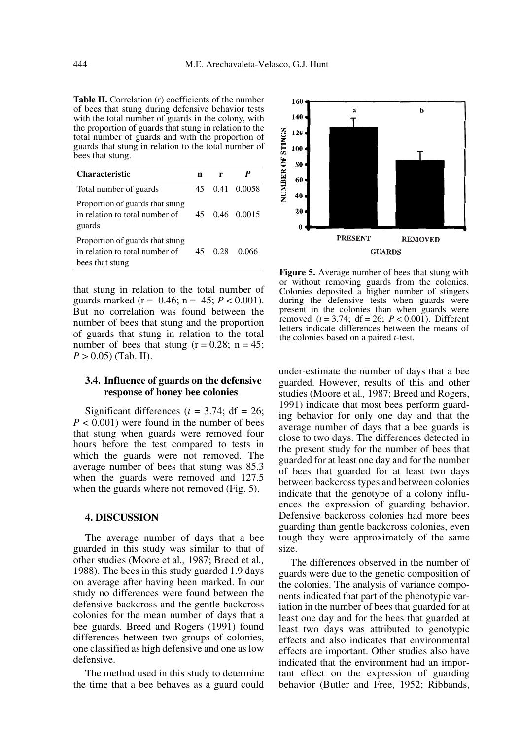**Table II.** Correlation (r) coefficients of the number of bees that stung during defensive behavior tests with the total number of guards in the colony, with the proportion of guards that stung in relation to the total number of guards and with the proportion of guards that stung in relation to the total number of bees that stung.

| Characteristic | n | r | *P* |
|---|---|---|---|
| Total number of guards | 45 | 0.41 | 0.0058 |
| Proportion of guards that stung in relation to total number of guards | 45 | 0.46 | 0.0015 |
| Proportion of guards that stung in relation to total number of bees that stung | 45 | 0.28 | 0.066 |

that stung in relation to the total number of guards marked (r = 0.46; n = 45; $P < 0.001$). But no correlation was found between the number of bees that stung and the proportion of guards that stung in relation to the total number of bees that stung (r = 0.28; n = 45; $P > 0.05$) (Tab. II).

### 3.4. Influence of guards on the defensive response of honey bee colonies

Significant differences ($t$ = 3.74; df = 26; $P < 0.001$) were found in the number of bees that stung when guards were removed four hours before the test compared to tests in which the guards were not removed. The average number of bees that stung was 85.3 when the guards were removed and 127.5 when the guards where not removed (Fig. 5).

**Figure 5.** Average number of bees that stung with or without removing guards from the colonies. Colonies deposited a higher number of stingers during the defensive tests when guards were present in the colonies than when guards were removed ($t$ = 3.74; df = 26; $P < 0.001$). Different letters indicate differences between the means of the colonies based on a paired *t*-test.

## 4. DISCUSSION

The average number of days that a bee guarded in this study was similar to that of other studies (Moore et al., 1987; Breed et al., 1988). The bees in this study guarded 1.9 days on average after having been marked. In our study no differences were found between the defensive backcross and the gentle backcross colonies for the mean number of days that a bee guards. Breed and Rogers (1991) found differences between two groups of colonies, one classified as high defensive and one as low defensive.

The method used in this study to determine the time that a bee behaves as a guard could under-estimate the number of days that a bee guarded. However, results of this and other studies (Moore et al., 1987; Breed and Rogers, 1991) indicate that most bees perform guarding behavior for only one day and that the average number of days that a bee guards is close to two days. The differences detected in the present study for the number of bees that guarded for at least one day and for the number of bees that guarded for at least two days between backcross types and between colonies indicate that the genotype of a colony influences the expression of guarding behavior. Defensive backcross colonies had more bees guarding than gentle backcross colonies, even tough they were approximately of the same size.

The differences observed in the number of guards were due to the genetic composition of the colonies. The analysis of variance components indicated that part of the phenotypic variation in the number of bees that guarded for at least one day and for the bees that guarded at least two days was attributed to genotypic effects and also indicates that environmental effects are important. Other studies also have indicated that the environment had an important effect on the expression of guarding behavior (Butler and Free, 1952; Ribbands,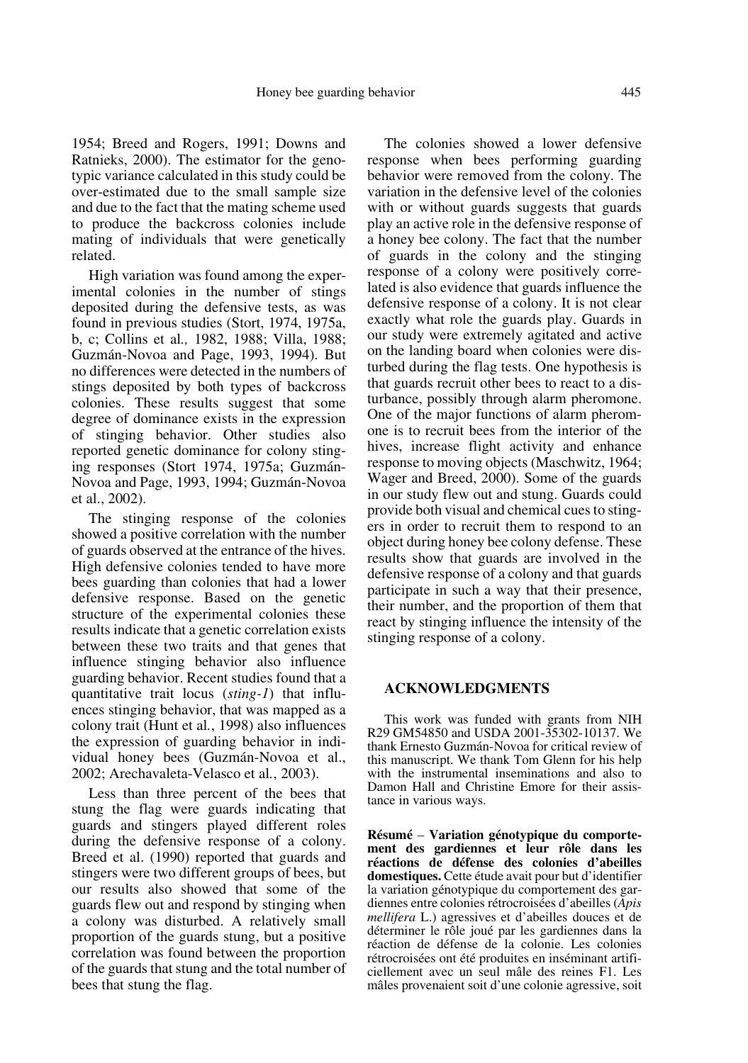1954; Breed and Rogers, 1991; Downs and Ratnieks, 2000). The estimator for the genotypic variance calculated in this study could be over-estimated due to the small sample size and due to the fact that the mating scheme used to produce the backcross colonies include mating of individuals that were genetically related.

High variation was found among the experimental colonies in the number of stings deposited during the defensive tests, as was found in previous studies (Stort, 1974, 1975a, b, c; Collins et al., 1982, 1988; Villa, 1988; Guzmán-Novoa and Page, 1993, 1994). But no differences were detected in the numbers of stings deposited by both types of backcross colonies. These results suggest that some degree of dominance exists in the expression of stinging behavior. Other studies also reported genetic dominance for colony stinging responses (Stort 1974, 1975a; Guzmán-Novoa and Page, 1993, 1994; Guzmán-Novoa et al., 2002).

The stinging response of the colonies showed a positive correlation with the number of guards observed at the entrance of the hives. High defensive colonies tended to have more bees guarding than colonies that had a lower defensive response. Based on the genetic structure of the experimental colonies these results indicate that a genetic correlation exists between these two traits and that genes that influence stinging behavior also influence guarding behavior. Recent studies found that a quantitative trait locus (*sting-1*) that influences stinging behavior, that was mapped as a colony trait (Hunt et al., 1998) also influences the expression of guarding behavior in individual honey bees (Guzmán-Novoa et al., 2002; Arechavaleta-Velasco et al., 2003).

Less than three percent of the bees that stung the flag were guards indicating that guards and stingers played different roles during the defensive response of a colony. Breed et al. (1990) reported that guards and stingers were two different groups of bees, but our results also showed that some of the guards flew out and respond by stinging when a colony was disturbed. A relatively small proportion of the guards stung, but a positive correlation was found between the proportion of the guards that stung and the total number of bees that stung the flag.

The colonies showed a lower defensive response when bees performing guarding behavior were removed from the colony. The variation in the defensive level of the colonies with or without guards suggests that guards play an active role in the defensive response of a honey bee colony. The fact that the number of guards in the colony and the stinging response of a colony were positively correlated is also evidence that guards influence the defensive response of a colony. It is not clear exactly what role the guards play. Guards in our study were extremely agitated and active on the landing board when colonies were disturbed during the flag tests. One hypothesis is that guards recruit other bees to react to a disturbance, possibly through alarm pheromone. One of the major functions of alarm pheromone is to recruit bees from the interior of the hives, increase flight activity and enhance response to moving objects (Maschwitz, 1964; Wager and Breed, 2000). Some of the guards in our study flew out and stung. Guards could provide both visual and chemical cues to stingers in order to recruit them to respond to an object during honey bee colony defense. These results show that guards are involved in the defensive response of a colony and that guards participate in such a way that their presence, their number, and the proportion of them that react by stinging influence the intensity of the stinging response of a colony.

## ACKNOWLEDGMENTS

This work was funded with grants from NIH R29 GM54850 and USDA 2001-35302-10137. We thank Ernesto Guzmán-Novoa for critical review of this manuscript. We thank Tom Glenn for his help with the instrumental inseminations and also to Damon Hall and Christine Emore for their assistance in various ways.

**Résumé** – **Variation génotypique du comportement des gardiennes et leur rôle dans les réactions de défense des colonies d'abeilles domestiques.** Cette étude avait pour but d'identifier la variation génotypique du comportement des gardiennes entre colonies rétrocroisées d'abeilles (*Apis mellifera* L.) agressives et d'abeilles douces et de déterminer le rôle joué par les gardiennes dans la réaction de défense de la colonie. Les colonies rétrocroisées ont été produites en inséminant artificiellement avec un seul mâle des reines F1. Les mâles provenaient soit d'une colonie agressive, soit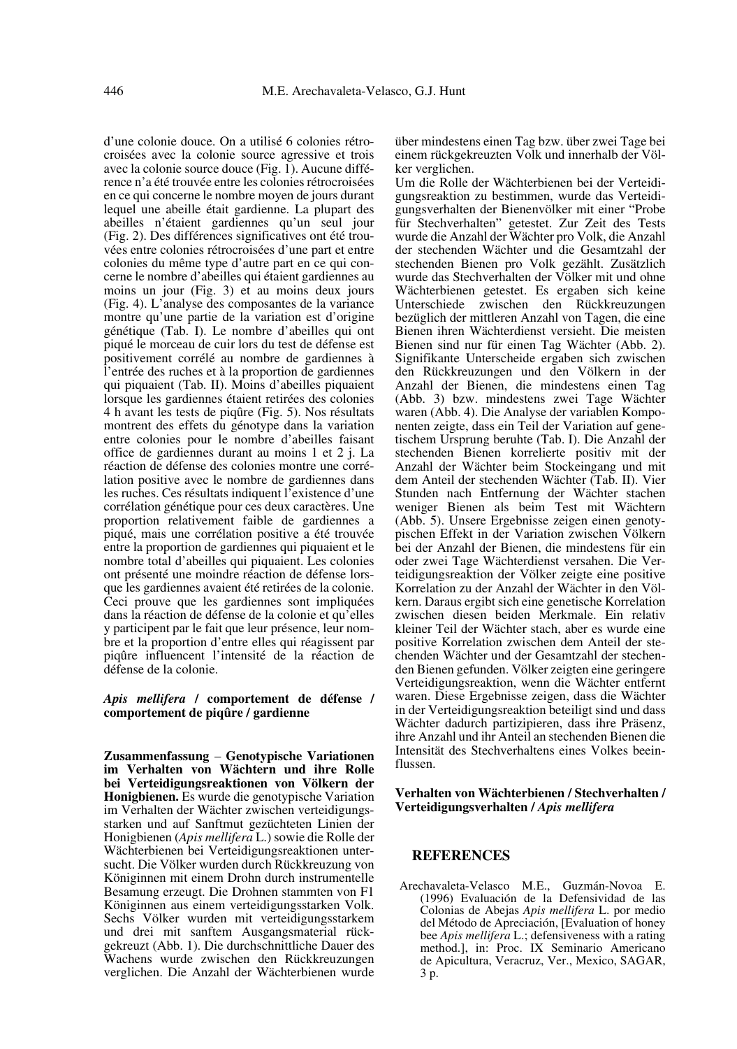d'une colonie douce. On a utilisé 6 colonies rétrocroisées avec la colonie source agressive et trois avec la colonie source douce (Fig. 1). Aucune différence n'a été trouvée entre les colonies rétrocroisées en ce qui concerne le nombre moyen de jours durant lequel une abeille était gardienne. La plupart des abeilles n'étaient gardiennes qu'un seul jour (Fig. 2). Des différences significatives ont été trouvées entre colonies rétrocroisées d'une part et entre colonies du même type d'autre part en ce qui concerne le nombre d'abeilles qui étaient gardiennes au moins un jour (Fig. 3) et au moins deux jours (Fig. 4). L'analyse des composantes de la variance montre qu'une partie de la variation est d'origine génétique (Tab. I). Le nombre d'abeilles qui ont piqué le morceau de cuir lors du test de défense est positivement corrélé au nombre de gardiennes à l'entrée des ruches et à la proportion de gardiennes qui piquaient (Tab. II). Moins d'abeilles piquaient lorsque les gardiennes étaient retirées des colonies 4 h avant les tests de piqûre (Fig. 5). Nos résultats montrent des effets du génotype dans la variation entre colonies pour le nombre d'abeilles faisant office de gardiennes durant au moins 1 et 2 j. La réaction de défense des colonies montre une corrélation positive avec le nombre de gardiennes dans les ruches. Ces résultats indiquent l'existence d'une corrélation génétique pour ces deux caractères. Une proportion relativement faible de gardiennes a piqué, mais une corrélation positive a été trouvée entre la proportion de gardiennes qui piquaient et le nombre total d'abeilles qui piquaient. Les colonies ont présenté une moindre réaction de défense lorsque les gardiennes avaient été retirées de la colonie. Ceci prouve que les gardiennes sont impliquées dans la réaction de défense de la colonie et qu'elles y participent par le fait que leur présence, leur nombre et la proportion d'entre elles qui réagissent par piqûre influencent l'intensité de la réaction de défense de la colonie.

***Apis mellifera* / comportement de défense / comportement de piqûre / gardienne**

**Zusammenfassung – Genotypische Variationen im Verhalten von Wächtern und ihre Rolle bei Verteidigungsreaktionen von Völkern der Honigbienen.** Es wurde die genotypische Variation im Verhalten der Wächter zwischen verteidigungsstarken und auf Sanftmut gezüchteten Linien der Honigbienen (*Apis mellifera* L.) sowie die Rolle der Wächterbienen bei Verteidigungsreaktionen untersucht. Die Völker wurden durch Rückkreuzung von Königinnen mit einem Drohn durch instrumentelle Besamung erzeugt. Die Drohnen stammten von F1 Königinnen aus einem verteidigungsstarken Volk. Sechs Völker wurden mit verteidigungsstarkem und drei mit sanftem Ausgangsmaterial rückgekreuzt (Abb. 1). Die durchschnittliche Dauer des Wachens wurde zwischen den Rückkreuzungen verglichen. Die Anzahl der Wächterbienen wurde über mindestens einen Tag bzw. über zwei Tage bei einem rückgekreuzten Volk und innerhalb der Völker verglichen.

Um die Rolle der Wächterbienen bei der Verteidigungsreaktion zu bestimmen, wurde das Verteidigungsverhalten der Bienenvölker mit einer "Probe für Stechverhalten" getestet. Zur Zeit des Tests wurde die Anzahl der Wächter pro Volk, die Anzahl der stechenden Wächter und die Gesamtzahl der stechenden Bienen pro Volk gezählt. Zusätzlich wurde das Stechverhalten der Völker mit und ohne Wächterbienen getestet. Es ergaben sich keine Unterschiede zwischen den Rückkreuzungen bezüglich der mittleren Anzahl von Tagen, die eine Bienen ihren Wächterdienst versieht. Die meisten Bienen sind nur für einen Tag Wächter (Abb. 2). Signifikante Unterschiede ergaben sich zwischen den Rückkreuzungen und den Völkern in der Anzahl der Bienen, die mindestens einen Tag (Abb. 3) bzw. mindestens zwei Tage Wächter waren (Abb. 4). Die Analyse der variablen Komponenten zeigte, dass ein Teil der Variation auf genetischem Ursprung beruhte (Tab. I). Die Anzahl der stechenden Bienen korrelierte positiv mit der Anzahl der Wächter beim Stockeingang und mit dem Anteil der stechenden Wächter (Tab. II). Vier Stunden nach Entfernung der Wächter stachen weniger Bienen als beim Test mit Wächtern (Abb. 5). Unsere Ergebnisse zeigen einen genotypischen Effekt in der Variation zwischen Völkern bei der Anzahl der Bienen, die mindestens für ein oder zwei Tage Wächterdienst versahen. Die Verteidigungsreaktion der Völker zeigte eine positive Korrelation zu der Anzahl der Wächter in den Völkern. Daraus ergibt sich eine genetische Korrelation zwischen diesen beiden Merkmale. Ein relativ kleiner Teil der Wächter stach, aber es wurde eine positive Korrelation zwischen dem Anteil der stechenden Wächter und der Gesamtzahl der stechenden Bienen gefunden. Völker zeigten eine geringere Verteidigungsreaktion, wenn die Wächter entfernt waren. Diese Ergebnisse zeigen, dass die Wächter in der Verteidigungsreaktion beteiligt sind und dass Wächter dadurch partizipieren, dass ihre Präsenz, ihre Anzahl und ihr Anteil an stechenden Bienen die Intensität des Stechverhaltens eines Volkes beeinflussen.

**Verhalten von Wächterbienen / Stechverhalten / Verteidigungsverhalten / *Apis mellifera***

## REFERENCES

Arechavaleta-Velasco M.E., Guzmán-Novoa E. (1996) Evaluación de la Defensividad de las Colonias de Abejas *Apis mellifera* L. por medio del Método de Apreciación, [Evaluation of honey bee *Apis mellifera* L.; defensiveness with a rating method.], in: Proc. IX Seminario Americano de Apicultura, Veracruz, Ver., Mexico, SAGAR, 3 p.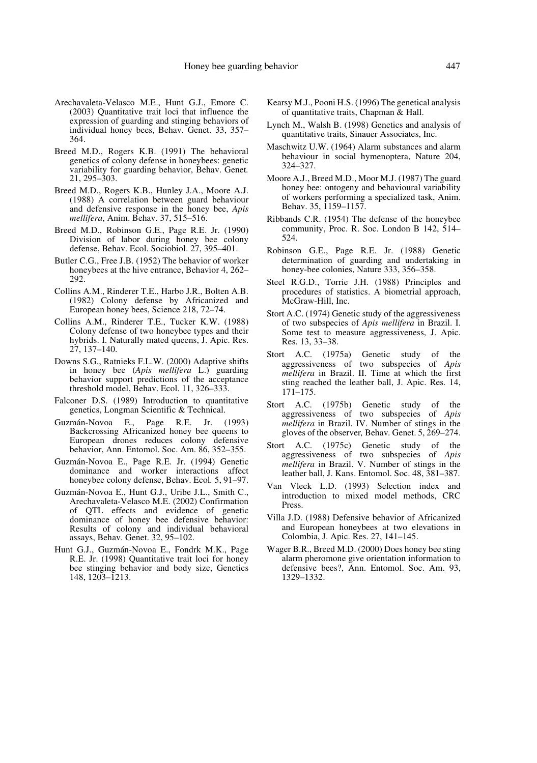Arechavaleta-Velasco M.E., Hunt G.J., Emore C. (2003) Quantitative trait loci that influence the expression of guarding and stinging behaviors of individual honey bees, Behav. Genet. 33, 357–364.

Breed M.D., Rogers K.B. (1991) The behavioral genetics of colony defense in honeybees: genetic variability for guarding behavior, Behav. Genet. 21, 295–303.

Breed M.D., Rogers K.B., Hunley J.A., Moore A.J. (1988) A correlation between guard behaviour and defensive response in the honey bee, *Apis mellifera*, Anim. Behav. 37, 515–516.

Breed M.D., Robinson G.E., Page R.E. Jr. (1990) Division of labor during honey bee colony defense, Behav. Ecol. Sociobiol. 27, 395–401.

Butler C.G., Free J.B. (1952) The behavior of worker honeybees at the hive entrance, Behavior 4, 262–292.

Collins A.M., Rinderer T.E., Harbo J.R., Bolten A.B. (1982) Colony defense by Africanized and European honey bees, Science 218, 72–74.

Collins A.M., Rinderer T.E., Tucker K.W. (1988) Colony defense of two honeybee types and their hybrids. I. Naturally mated queens, J. Apic. Res. 27, 137–140.

Downs S.G., Ratnieks F.L.W. (2000) Adaptive shifts in honey bee (*Apis mellifera* L.) guarding behavior support predictions of the acceptance threshold model, Behav. Ecol. 11, 326–333.

Falconer D.S. (1989) Introduction to quantitative genetics, Longman Scientific & Technical.

Guzmán-Novoa E., Page R.E. Jr. (1993) Backcrossing Africanized honey bee queens to European drones reduces colony defensive behavior, Ann. Entomol. Soc. Am. 86, 352–355.

Guzmán-Novoa E., Page R.E. Jr. (1994) Genetic dominance and worker interactions affect honeybee colony defense, Behav. Ecol. 5, 91–97.

Guzmán-Novoa E., Hunt G.J., Uribe J.L., Smith C., Arechavaleta-Velasco M.E. (2002) Confirmation of QTL effects and evidence of genetic dominance of honey bee defensive behavior: Results of colony and individual behavioral assays, Behav. Genet. 32, 95–102.

Hunt G.J., Guzmán-Novoa E., Fondrk M.K., Page R.E. Jr. (1998) Quantitative trait loci for honey bee stinging behavior and body size, Genetics 148, 1203–1213.

Kearsy M.J., Pooni H.S. (1996) The genetical analysis of quantitative traits, Chapman & Hall.

Lynch M., Walsh B. (1998) Genetics and analysis of quantitative traits, Sinauer Associates, Inc.

Maschwitz U.W. (1964) Alarm substances and alarm behaviour in social hymenoptera, Nature 204, 324–327.

Moore A.J., Breed M.D., Moor M.J. (1987) The guard honey bee: ontogeny and behavioural variability of workers performing a specialized task, Anim. Behav. 35, 1159–1157.

Ribbands C.R. (1954) The defense of the honeybee community, Proc. R. Soc. London B 142, 514–524.

Robinson G.E., Page R.E. Jr. (1988) Genetic determination of guarding and undertaking in honey-bee colonies, Nature 333, 356–358.

Steel R.G.D., Torrie J.H. (1988) Principles and procedures of statistics. A biometrial approach, McGraw-Hill, Inc.

Stort A.C. (1974) Genetic study of the aggressiveness of two subspecies of *Apis mellifera* in Brazil. I. Some test to measure aggressiveness, J. Apic. Res. 13, 33–38.

Stort A.C. (1975a) Genetic study of the aggressiveness of two subspecies of *Apis mellifera* in Brazil. II. Time at which the first sting reached the leather ball, J. Apic. Res. 14, 171–175.

Stort A.C. (1975b) Genetic study of the aggressiveness of two subspecies of *Apis mellifera* in Brazil. IV. Number of stings in the gloves of the observer, Behav. Genet. 5, 269–274.

Stort A.C. (1975c) Genetic study of the aggressiveness of two subspecies of *Apis mellifera* in Brazil. V. Number of stings in the leather ball, J. Kans. Entomol. Soc. 48, 381–387.

Van Vleck L.D. (1993) Selection index and introduction to mixed model methods, CRC Press.

Villa J.D. (1988) Defensive behavior of Africanized and European honeybees at two elevations in Colombia, J. Apic. Res. 27, 141–145.

Wager B.R., Breed M.D. (2000) Does honey bee sting alarm pheromone give orientation information to defensive bees?, Ann. Entomol. Soc. Am. 93, 1329–1332.